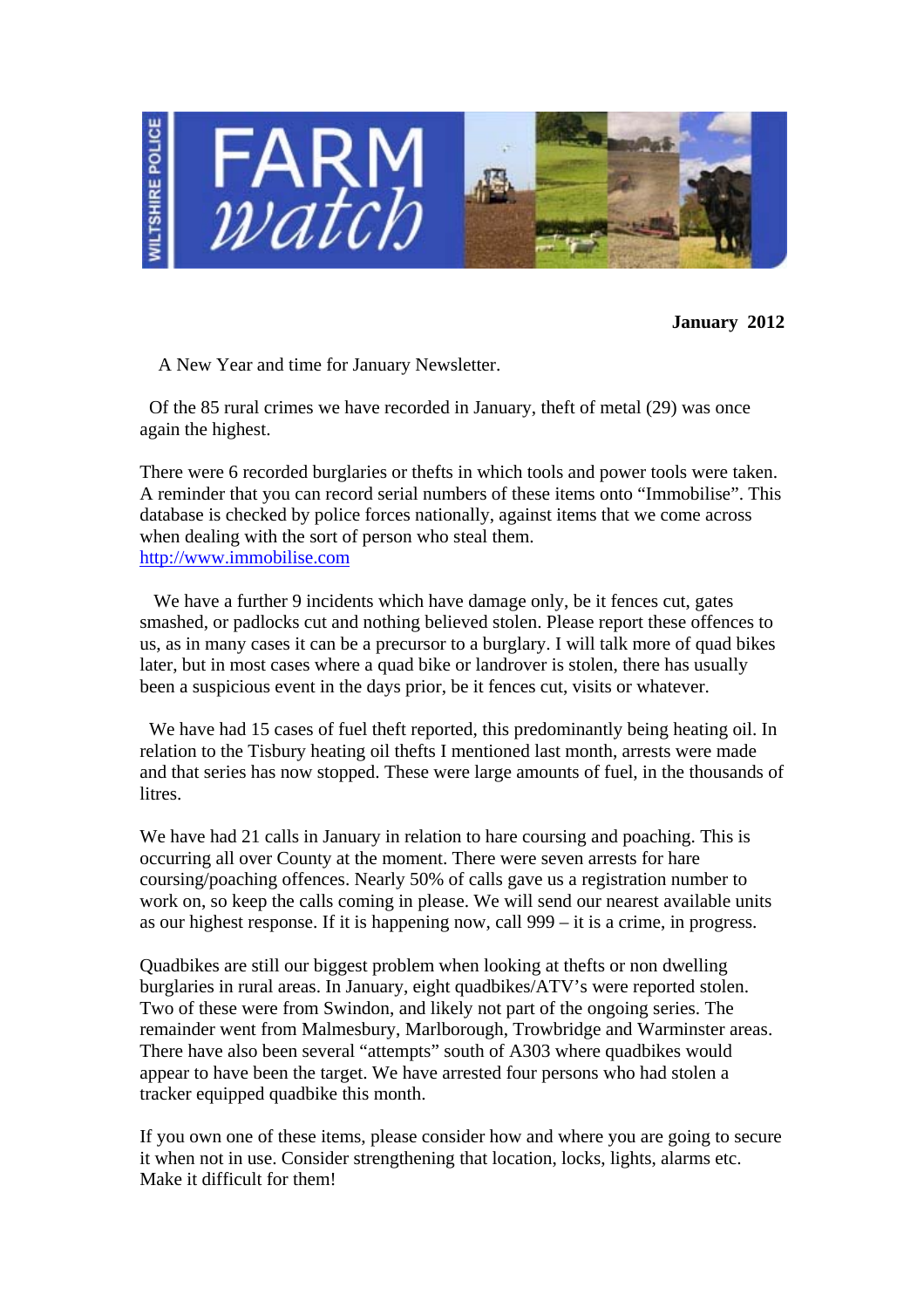# WILTSHIRE POLICE FARM watch

**January 2012**

A New Year and time for January Newsletter.

Of the 85 rural crimes we have recorded in January, theft of metal (29) was once again the highest.

There were 6 recorded burglaries or thefts in which tools and power tools were taken. A reminder that you can record serial numbers of these items onto "Immobilise". This database is checked by police forces nationally, against items that we come across when dealing with the sort of person who steal them.
http://www.immobilise.com

We have a further 9 incidents which have damage only, be it fences cut, gates smashed, or padlocks cut and nothing believed stolen. Please report these offences to us, as in many cases it can be a precursor to a burglary. I will talk more of quad bikes later, but in most cases where a quad bike or landrover is stolen, there has usually been a suspicious event in the days prior, be it fences cut, visits or whatever.

We have had 15 cases of fuel theft reported, this predominantly being heating oil. In relation to the Tisbury heating oil thefts I mentioned last month, arrests were made and that series has now stopped. These were large amounts of fuel, in the thousands of litres.

We have had 21 calls in January in relation to hare coursing and poaching. This is occurring all over County at the moment. There were seven arrests for hare coursing/poaching offences. Nearly 50% of calls gave us a registration number to work on, so keep the calls coming in please. We will send our nearest available units as our highest response. If it is happening now, call 999 – it is a crime, in progress.

Quadbikes are still our biggest problem when looking at thefts or non dwelling burglaries in rural areas. In January, eight quadbikes/ATV's were reported stolen. Two of these were from Swindon, and likely not part of the ongoing series. The remainder went from Malmesbury, Marlborough, Trowbridge and Warminster areas. There have also been several "attempts" south of A303 where quadbikes would appear to have been the target. We have arrested four persons who had stolen a tracker equipped quadbike this month.

If you own one of these items, please consider how and where you are going to secure it when not in use. Consider strengthening that location, locks, lights, alarms etc. Make it difficult for them!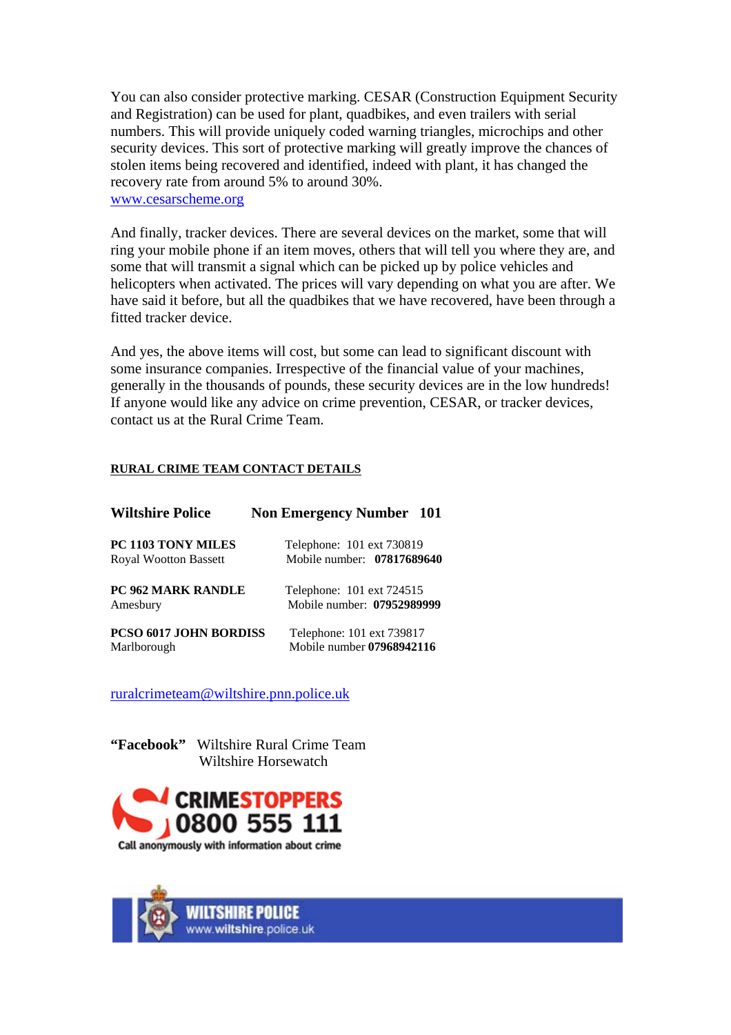You can also consider protective marking. CESAR (Construction Equipment Security and Registration) can be used for plant, quadbikes, and even trailers with serial numbers. This will provide uniquely coded warning triangles, microchips and other security devices. This sort of protective marking will greatly improve the chances of stolen items being recovered and identified, indeed with plant, it has changed the recovery rate from around 5% to around 30%.
www.cesarscheme.org

And finally, tracker devices. There are several devices on the market, some that will ring your mobile phone if an item moves, others that will tell you where they are, and some that will transmit a signal which can be picked up by police vehicles and helicopters when activated. The prices will vary depending on what you are after. We have said it before, but all the quadbikes that we have recovered, have been through a fitted tracker device.

And yes, the above items will cost, but some can lead to significant discount with some insurance companies. Irrespective of the financial value of your machines, generally in the thousands of pounds, these security devices are in the low hundreds! If anyone would like advice on crime prevention, CESAR, or tracker devices, contact us at the Rural Crime Team.

**RURAL CRIME TEAM CONTACT DETAILS**

| **Wiltshire Police** | **Non Emergency Number 101** |
|---|---|
| **PC 1103 TONY MILES**<br>Royal Wootton Bassett | Telephone: 101 ext 730819<br>Mobile number: **07817689640** |
| **PC 962 MARK RANDLE**<br>Amesbury | Telephone: 101 ext 724515<br>Mobile number: **07952989999** |
| **PCSO 6017 JOHN BORDISS**<br>Marlborough | Telephone: 101 ext 739817<br>Mobile number **07968942116** |

ruralcrimeteam@wiltshire.pnn.police.uk

**"Facebook"** Wiltshire Rural Crime Team
Wiltshire Horsewatch

CRIMESTOPPERS 0800 555 111
Call anonymously with information about crime

WILTSHIRE POLICE
www.wiltshire.police.uk